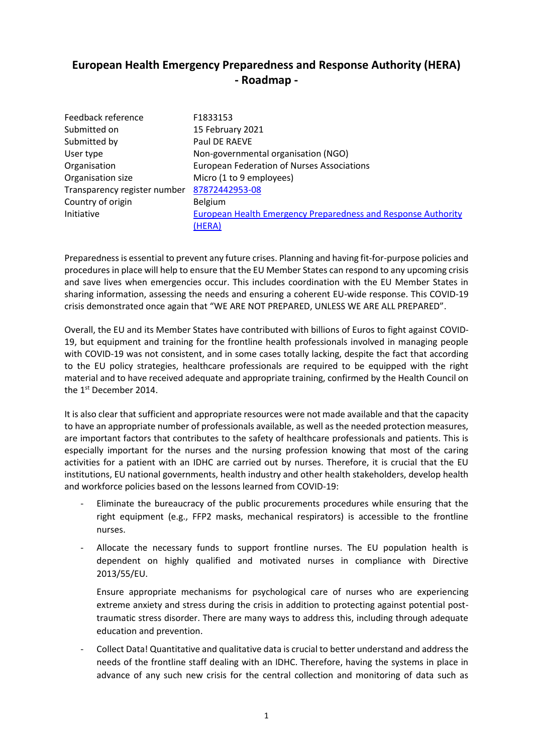# European Health Emergency Preparedness and Response Authority (HERA) - Roadmap -

| | |
|---|---|
| Feedback reference | F1833153 |
| Submitted on | 15 February 2021 |
| Submitted by | Paul DE RAEVE |
| User type | Non-governmental organisation (NGO) |
| Organisation | European Federation of Nurses Associations |
| Organisation size | Micro (1 to 9 employees) |
| Transparency register number | [87872442953-08](87872442953-08) |
| Country of origin | Belgium |
| Initiative | [European Health Emergency Preparedness and Response Authority (HERA)](European Health Emergency Preparedness and Response Authority (HERA)) |

Preparedness is essential to prevent any future crises. Planning and having fit-for-purpose policies and procedures in place will help to ensure that the EU Member States can respond to any upcoming crisis and save lives when emergencies occur. This includes coordination with the EU Member States in sharing information, assessing the needs and ensuring a coherent EU-wide response. This COVID-19 crisis demonstrated once again that "WE ARE NOT PREPARED, UNLESS WE ARE ALL PREPARED".

Overall, the EU and its Member States have contributed with billions of Euros to fight against COVID-19, but equipment and training for the frontline health professionals involved in managing people with COVID-19 was not consistent, and in some cases totally lacking, despite the fact that according to the EU policy strategies, healthcare professionals are required to be equipped with the right material and to have received adequate and appropriate training, confirmed by the Health Council on the 1st December 2014.

It is also clear that sufficient and appropriate resources were not made available and that the capacity to have an appropriate number of professionals available, as well as the needed protection measures, are important factors that contributes to the safety of healthcare professionals and patients. This is especially important for the nurses and the nursing profession knowing that most of the caring activities for a patient with an IDHC are carried out by nurses. Therefore, it is crucial that the EU institutions, EU national governments, health industry and other health stakeholders, develop health and workforce policies based on the lessons learned from COVID-19:

- Eliminate the bureaucracy of the public procurements procedures while ensuring that the right equipment (e.g., FFP2 masks, mechanical respirators) is accessible to the frontline nurses.
- Allocate the necessary funds to support frontline nurses. The EU population health is dependent on highly qualified and motivated nurses in compliance with Directive 2013/55/EU.

  Ensure appropriate mechanisms for psychological care of nurses who are experiencing extreme anxiety and stress during the crisis in addition to protecting against potential post-traumatic stress disorder. There are many ways to address this, including through adequate education and prevention.
- Collect Data! Quantitative and qualitative data is crucial to better understand and address the needs of the frontline staff dealing with an IDHC. Therefore, having the systems in place in advance of any such new crisis for the central collection and monitoring of data such as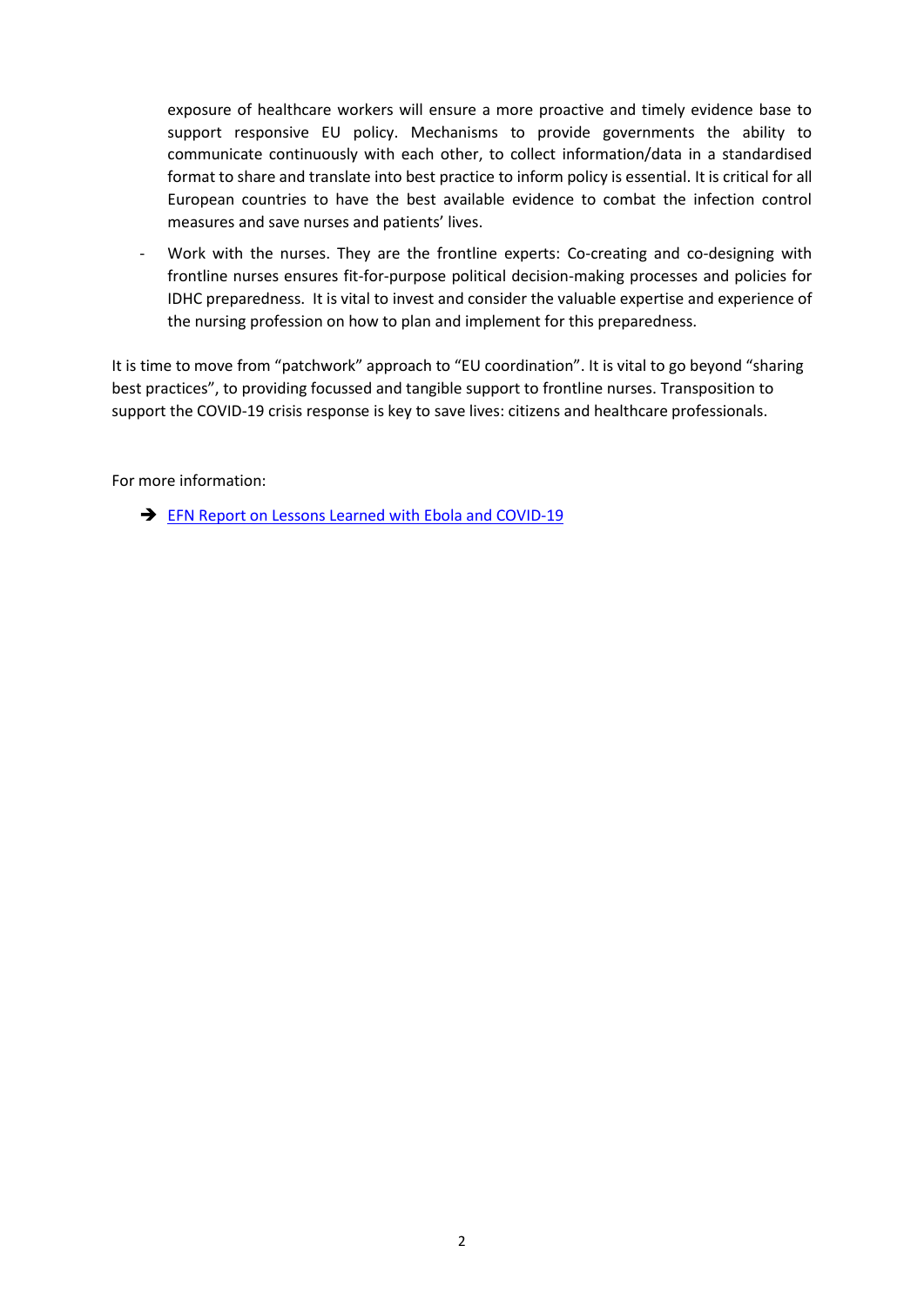exposure of healthcare workers will ensure a more proactive and timely evidence base to support responsive EU policy. Mechanisms to provide governments the ability to communicate continuously with each other, to collect information/data in a standardised format to share and translate into best practice to inform policy is essential. It is critical for all European countries to have the best available evidence to combat the infection control measures and save nurses and patients' lives.

- Work with the nurses. They are the frontline experts: Co-creating and co-designing with frontline nurses ensures fit-for-purpose political decision-making processes and policies for IDHC preparedness. It is vital to invest and consider the valuable expertise and experience of the nursing profession on how to plan and implement for this preparedness.

It is time to move from "patchwork" approach to "EU coordination". It is vital to go beyond "sharing best practices", to providing focussed and tangible support to frontline nurses. Transposition to support the COVID-19 crisis response is key to save lives: citizens and healthcare professionals.

For more information:

➔ EFN Report on Lessons Learned with Ebola and COVID-19